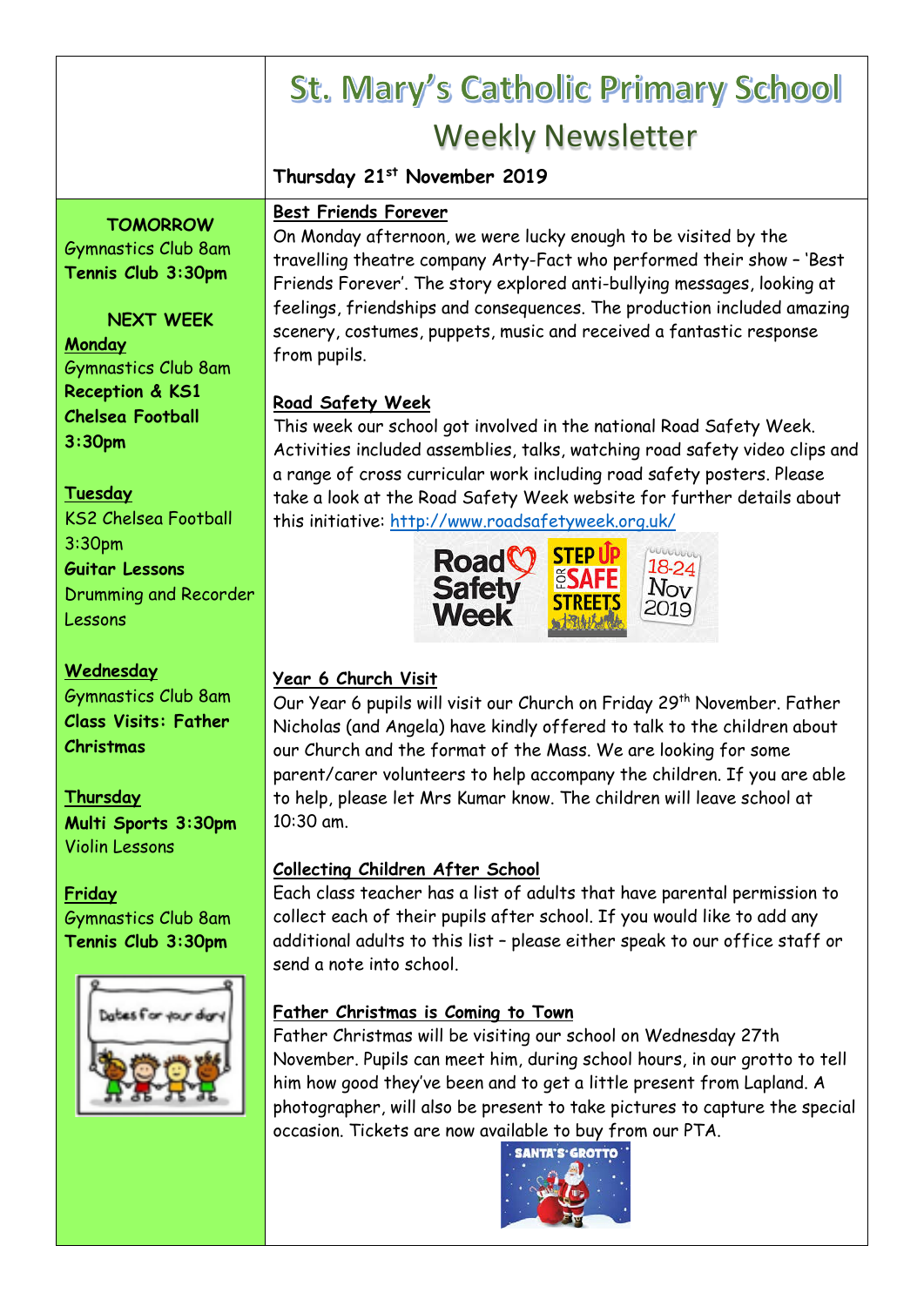# St. Mary's Catholic Primary School

## Weekly Newsletter

**Thursday 21st November 2019**

**TOMORROW**

Gymnastics Club 8am

**Tennis Club 3:30pm**

**NEXT WEEK**

**Monday**

Gymnastics Club 8am

**Reception & KS1 Chelsea Football 3:30pm**

**Tuesday**

KS2 Chelsea Football 3:30pm

**Guitar Lessons**

Drumming and Recorder Lessons

**Wednesday**

Gymnastics Club 8am

**Class Visits: Father Christmas**

**Thursday**

**Multi Sports 3:30pm**

Violin Lessons

**Friday**

Gymnastics Club 8am

**Tennis Club 3:30pm**

### Best Friends Forever

On Monday afternoon, we were lucky enough to be visited by the travelling theatre company Arty-Fact who performed their show – 'Best Friends Forever'. The story explored anti-bullying messages, looking at feelings, friendships and consequences. The production included amazing scenery, costumes, puppets, music and received a fantastic response from pupils.

### Road Safety Week

This week our school got involved in the national Road Safety Week. Activities included assemblies, talks, watching road safety video clips and a range of cross curricular work including road safety posters. Please take a look at the Road Safety Week website for further details about this initiative: http://www.roadsafetyweek.org.uk/

### Year 6 Church Visit

Our Year 6 pupils will visit our Church on Friday 29th November. Father Nicholas (and Angela) have kindly offered to talk to the children about our Church and the format of the Mass. We are looking for some parent/carer volunteers to help accompany the children. If you are able to help, please let Mrs Kumar know. The children will leave school at 10:30 am.

### Collecting Children After School

Each class teacher has a list of adults that have parental permission to collect each of their pupils after school. If you would like to add any additional adults to this list – please either speak to our office staff or send a note into school.

### Father Christmas is Coming to Town

Father Christmas will be visiting our school on Wednesday 27th November. Pupils can meet him, during school hours, in our grotto to tell him how good they've been and to get a little present from Lapland. A photographer, will also be present to take pictures to capture the special occasion. Tickets are now available to buy from our PTA.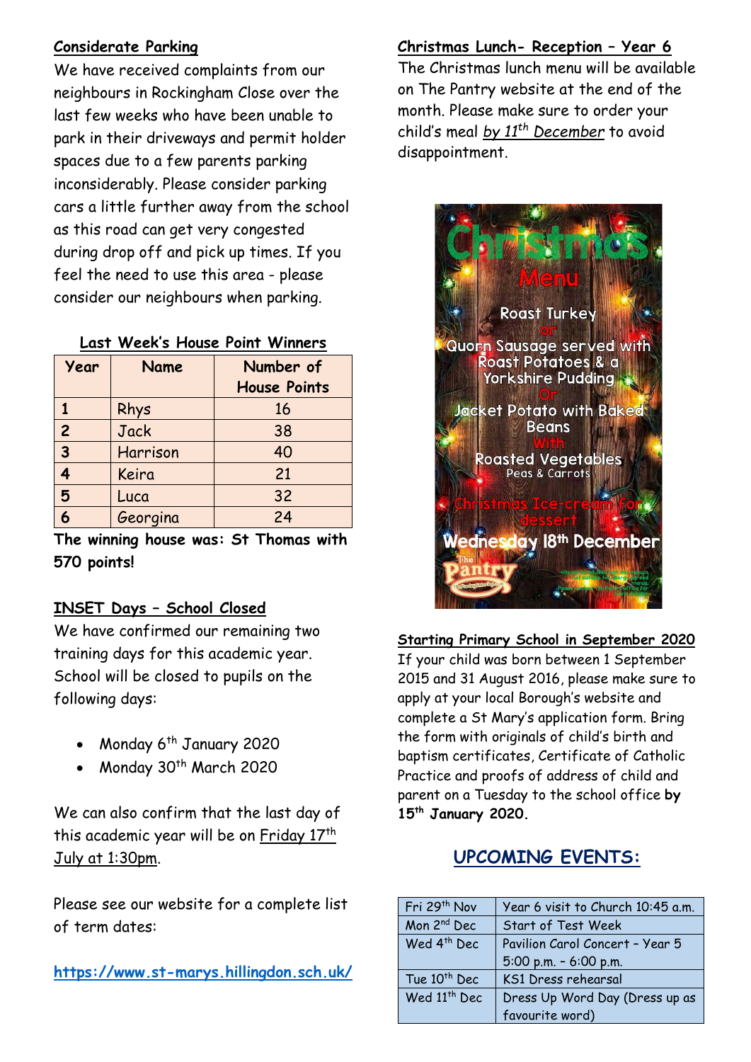## Considerate Parking

We have received complaints from our neighbours in Rockingham Close over the last few weeks who have been unable to park in their driveways and permit holder spaces due to a few parents parking inconsiderably. Please consider parking cars a little further away from the school as this road can get very congested during drop off and pick up times. If you feel the need to use this area - please consider our neighbours when parking.

## Last Week's House Point Winners

| Year | Name | Number of House Points |
|---|---|---|
| 1 | Rhys | 16 |
| 2 | Jack | 38 |
| 3 | Harrison | 40 |
| 4 | Keira | 21 |
| 5 | Luca | 32 |
| 6 | Georgina | 24 |

**The winning house was: St Thomas with 570 points!**

## INSET Days – School Closed

We have confirmed our remaining two training days for this academic year. School will be closed to pupils on the following days:

- Monday 6th January 2020
- Monday 30th March 2020

We can also confirm that the last day of this academic year will be on Friday 17th July at 1:30pm.

Please see our website for a complete list of term dates:

**https://www.st-marys.hillingdon.sch.uk/**

## Christmas Lunch- Reception – Year 6

The Christmas lunch menu will be available on The Pantry website at the end of the month. Please make sure to order your child's meal *by 11th December* to avoid disappointment.

**Christmas Menu**

Roast Turkey
Or
Quorn Sausage served with Roast Potatoes & a Yorkshire Pudding
Or
Jacket Potato with Baked Beans
With
Roasted Vegetables
Peas & Carrots

Christmas Ice-cream for dessert

**Wednesday 18th December**

The Pantry

## Starting Primary School in September 2020

If your child was born between 1 September 2015 and 31 August 2016, please make sure to apply at your local Borough's website and complete a St Mary's application form. Bring the form with originals of child's birth and baptism certificates, Certificate of Catholic Practice and proofs of address of child and parent on a Tuesday to the school office **by 15th January 2020**.

## UPCOMING EVENTS:

| Date | Event |
|---|---|
| Fri 29th Nov | Year 6 visit to Church 10:45 a.m. |
| Mon 2nd Dec | Start of Test Week |
| Wed 4th Dec | Pavilion Carol Concert - Year 5 5:00 p.m. - 6:00 p.m. |
| Tue 10th Dec | KS1 Dress rehearsal |
| Wed 11th Dec | Dress Up Word Day (Dress up as favourite word) |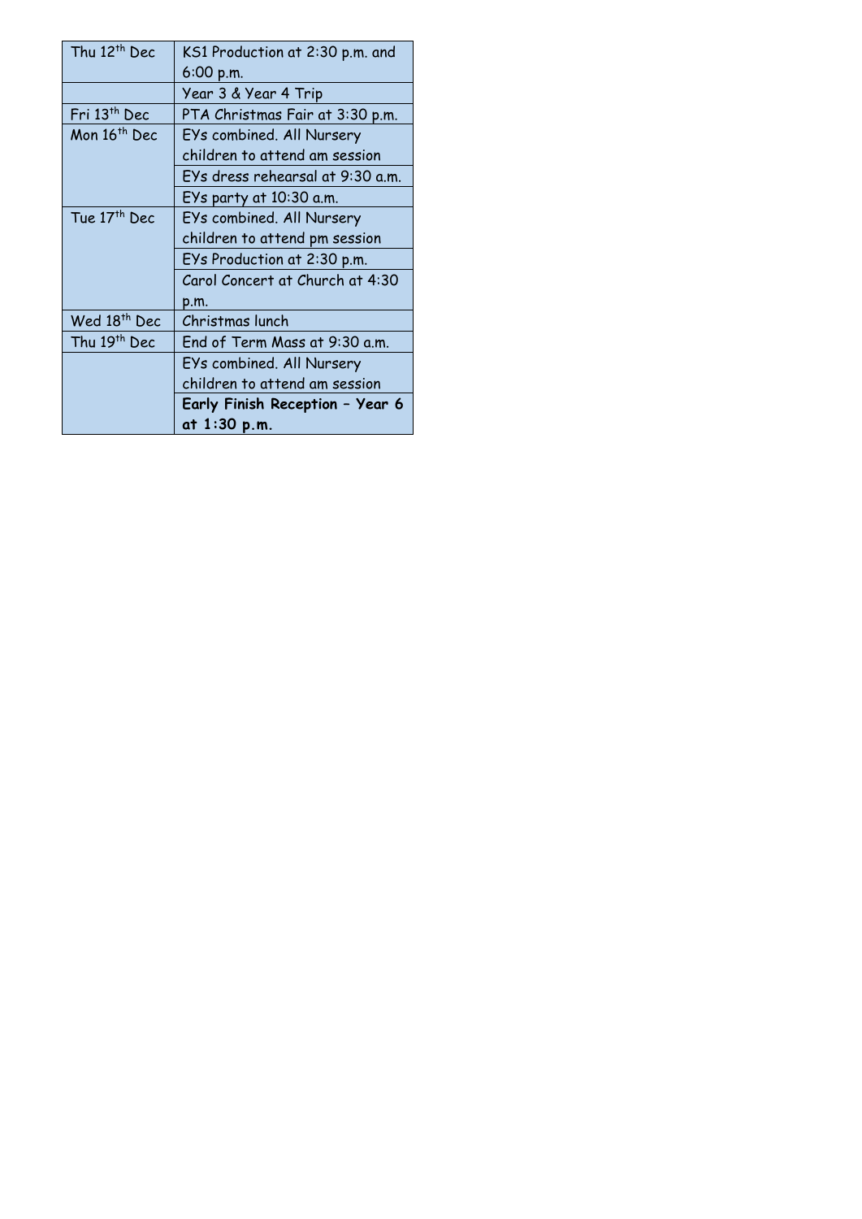| | |
|---|---|
| Thu 12th Dec | KS1 Production at 2:30 p.m. and 6:00 p.m. |
| | Year 3 & Year 4 Trip |
| Fri 13th Dec | PTA Christmas Fair at 3:30 p.m. |
| Mon 16th Dec | EYs combined. All Nursery children to attend am session |
| | EYs dress rehearsal at 9:30 a.m. |
| | EYs party at 10:30 a.m. |
| Tue 17th Dec | EYs combined. All Nursery children to attend pm session |
| | EYs Production at 2:30 p.m. |
| | Carol Concert at Church at 4:30 p.m. |
| Wed 18th Dec | Christmas lunch |
| Thu 19th Dec | End of Term Mass at 9:30 a.m. |
| | EYs combined. All Nursery children to attend am session |
| | **Early Finish Reception – Year 6 at 1:30 p.m.** |